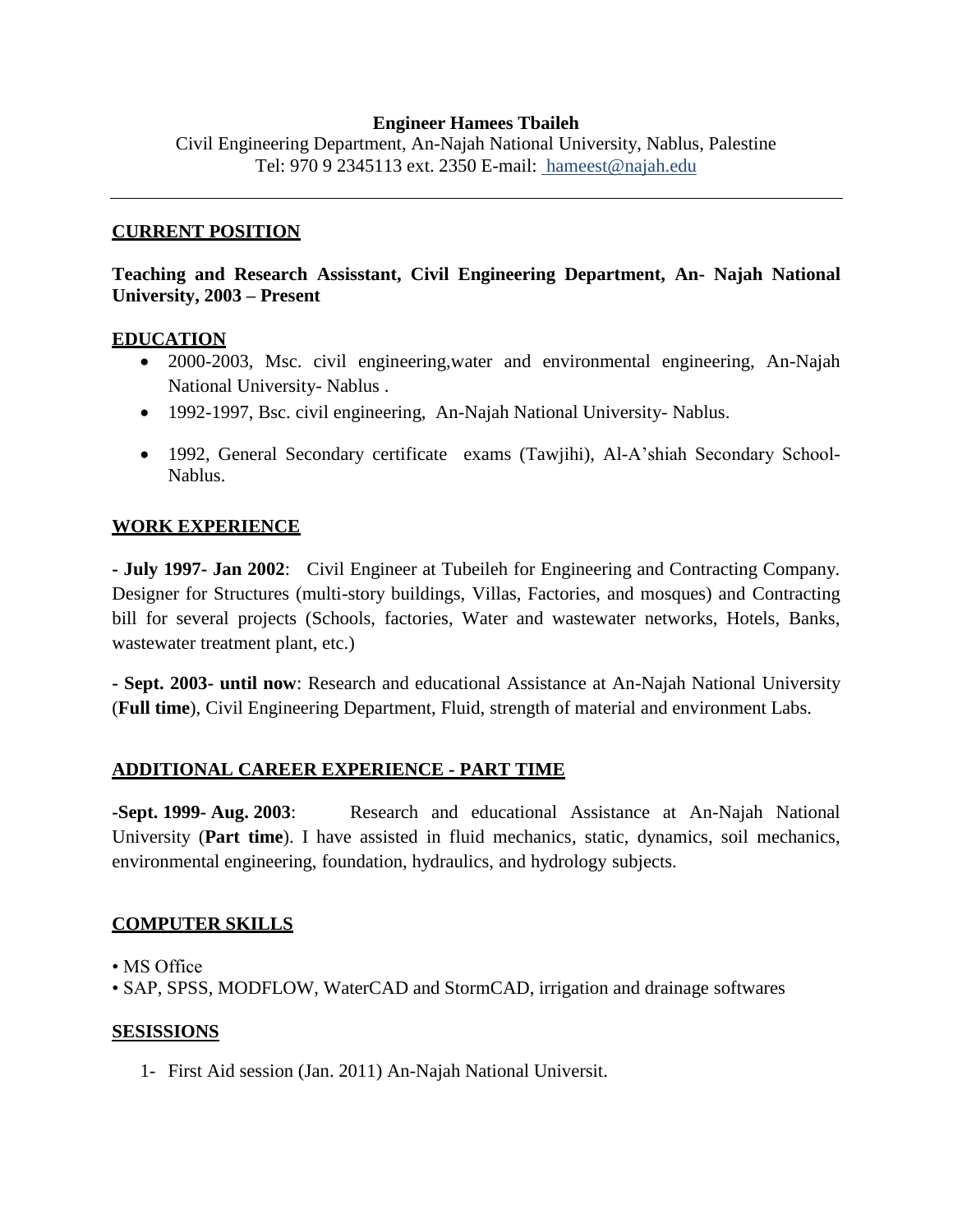**Engineer Hamees Tbaileh**

Civil Engineering Department, An-Najah National University, Nablus, Palestine
Tel: 970 9 2345113 ext. 2350 E-mail: [hameest@najah.edu](mailto:hameest@najah.edu)

---

## CURRENT POSITION

**Teaching and Research Assisstant, Civil Engineering Department, An- Najah National University, 2003 – Present**

## EDUCATION

- 2000-2003, Msc. civil engineering,water and environmental engineering, An-Najah National University- Nablus .
- 1992-1997, Bsc. civil engineering, An-Najah National University- Nablus.
- 1992, General Secondary certificate exams (Tawjihi), Al-A'shiah Secondary School- Nablus.

## WORK EXPERIENCE

**- July 1997- Jan 2002**: Civil Engineer at Tubeileh for Engineering and Contracting Company. Designer for Structures (multi-story buildings, Villas, Factories, and mosques) and Contracting bill for several projects (Schools, factories, Water and wastewater networks, Hotels, Banks, wastewater treatment plant, etc.)

**- Sept. 2003- until now**: Research and educational Assistance at An-Najah National University (**Full time**), Civil Engineering Department, Fluid, strength of material and environment Labs.

## ADDITIONAL CAREER EXPERIENCE - PART TIME

-**Sept. 1999- Aug. 2003**: Research and educational Assistance at An-Najah National University (**Part time**). I have assisted in fluid mechanics, static, dynamics, soil mechanics, environmental engineering, foundation, hydraulics, and hydrology subjects.

## COMPUTER SKILLS

- MS Office
- SAP, SPSS, MODFLOW, WaterCAD and StormCAD, irrigation and drainage softwares

## SESISSIONS

1- First Aid session (Jan. 2011) An-Najah National Universit.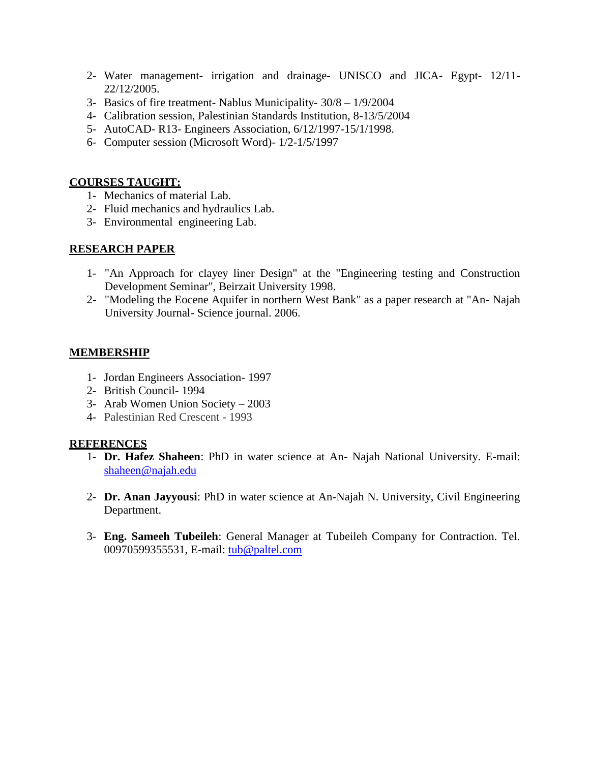2- Water management- irrigation and drainage- UNISCO and JICA- Egypt- 12/11-22/12/2005.
3- Basics of fire treatment- Nablus Municipality- 30/8 – 1/9/2004
4- Calibration session, Palestinian Standards Institution, 8-13/5/2004
5- AutoCAD- R13- Engineers Association, 6/12/1997-15/1/1998.
6- Computer session (Microsoft Word)- 1/2-1/5/1997

## COURSES TAUGHT:

1- Mechanics of material Lab.
2- Fluid mechanics and hydraulics Lab.
3- Environmental engineering Lab.

## RESEARCH PAPER

1- "An Approach for clayey liner Design" at the "Engineering testing and Construction Development Seminar", Beirzait University 1998.
2- "Modeling the Eocene Aquifer in northern West Bank" as a paper research at "An- Najah University Journal- Science journal. 2006.

## MEMBERSHIP

1- Jordan Engineers Association- 1997
2- British Council- 1994
3- Arab Women Union Society – 2003
4- Palestinian Red Crescent - 1993

## REFERENCES

1- **Dr. Hafez Shaheen**: PhD in water science at An- Najah National University. E-mail: shaheen@najah.edu

2- **Dr. Anan Jayyousi**: PhD in water science at An-Najah N. University, Civil Engineering Department.

3- **Eng. Sameeh Tubeileh**: General Manager at Tubeileh Company for Contraction. Tel. 00970599355531, E-mail: tub@paltel.com